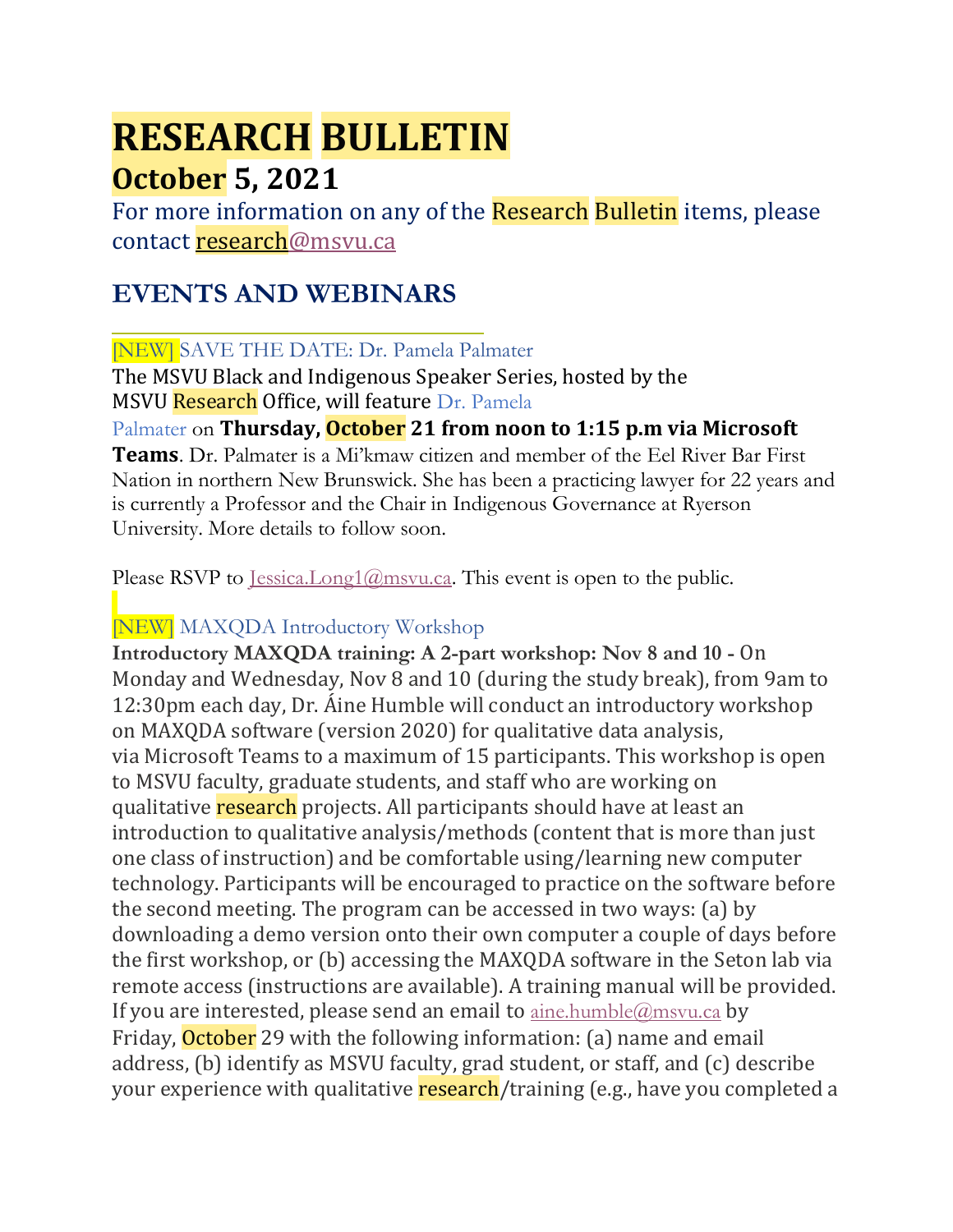# RESEARCH BULLETIN

## October 5, 2021

For more information on any of the Research Bulletin items, please contact research@msvu.ca

## EVENTS AND WEBINARS

### [NEW] SAVE THE DATE: Dr. Pamela Palmater

The MSVU Black and Indigenous Speaker Series, hosted by the MSVU Research Office, will feature Dr. Pamela Palmater on **Thursday, October 21 from noon to 1:15 p.m via Microsoft Teams**. Dr. Palmater is a Mi'kmaw citizen and member of the Eel River Bar First Nation in northern New Brunswick. She has been a practicing lawyer for 22 years and is currently a Professor and the Chair in Indigenous Governance at Ryerson University. More details to follow soon.

Please RSVP to Jessica.Long1@msvu.ca. This event is open to the public.

### [NEW] MAXQDA Introductory Workshop

**Introductory MAXQDA training: A 2-part workshop: Nov 8 and 10 -** On Monday and Wednesday, Nov 8 and 10 (during the study break), from 9am to 12:30pm each day, Dr. Áine Humble will conduct an introductory workshop on MAXQDA software (version 2020) for qualitative data analysis, via Microsoft Teams to a maximum of 15 participants. This workshop is open to MSVU faculty, graduate students, and staff who are working on qualitative research projects. All participants should have at least an introduction to qualitative analysis/methods (content that is more than just one class of instruction) and be comfortable using/learning new computer technology. Participants will be encouraged to practice on the software before the second meeting. The program can be accessed in two ways: (a) by downloading a demo version onto their own computer a couple of days before the first workshop, or (b) accessing the MAXQDA software in the Seton lab via remote access (instructions are available). A training manual will be provided. If you are interested, please send an email to aine.humble@msvu.ca by Friday, October 29 with the following information: (a) name and email address, (b) identify as MSVU faculty, grad student, or staff, and (c) describe your experience with qualitative research/training (e.g., have you completed a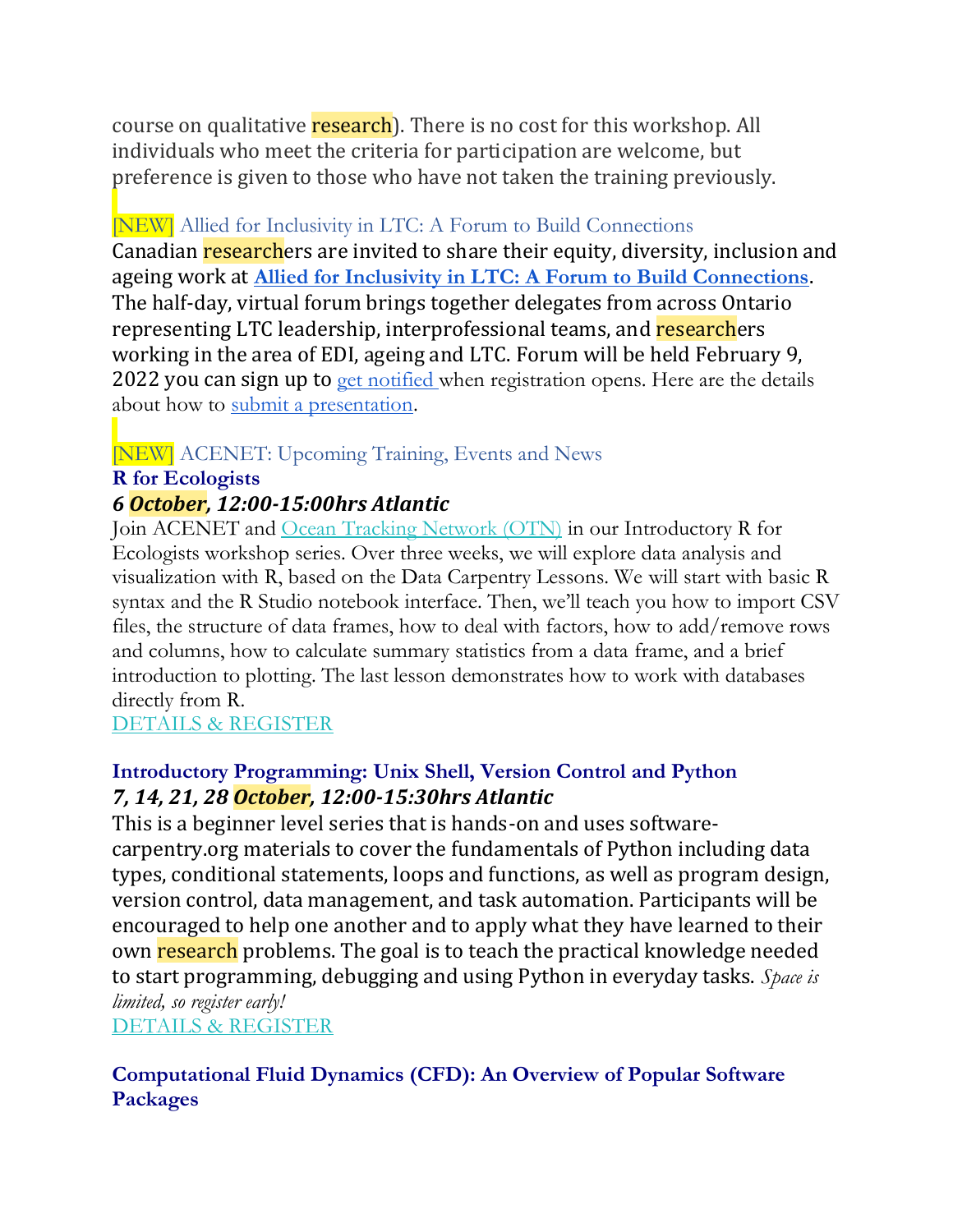course on qualitative research). There is no cost for this workshop. All individuals who meet the criteria for participation are welcome, but preference is given to those who have not taken the training previously.

## [NEW] Allied for Inclusivity in LTC: A Forum to Build Connections

Canadian researchers are invited to share their equity, diversity, inclusion and ageing work at **Allied for Inclusivity in LTC: A Forum to Build Connections**. The half-day, virtual forum brings together delegates from across Ontario representing LTC leadership, interprofessional teams, and researchers working in the area of EDI, ageing and LTC. Forum will be held February 9, 2022 you can sign up to get notified when registration opens. Here are the details about how to submit a presentation.

## [NEW] ACENET: Upcoming Training, Events and News

### R for Ecologists

***6 October, 12:00-15:00hrs Atlantic***

Join ACENET and Ocean Tracking Network (OTN) in our Introductory R for Ecologists workshop series. Over three weeks, we will explore data analysis and visualization with R, based on the Data Carpentry Lessons. We will start with basic R syntax and the R Studio notebook interface. Then, we'll teach you how to import CSV files, the structure of data frames, how to deal with factors, how to add/remove rows and columns, how to calculate summary statistics from a data frame, and a brief introduction to plotting. The last lesson demonstrates how to work with databases directly from R.

DETAILS & REGISTER

### Introductory Programming: Unix Shell, Version Control and Python

***7, 14, 21, 28 October, 12:00-15:30hrs Atlantic***

This is a beginner level series that is hands-on and uses software-carpentry.org materials to cover the fundamentals of Python including data types, conditional statements, loops and functions, as well as program design, version control, data management, and task automation. Participants will be encouraged to help one another and to apply what they have learned to their own research problems. The goal is to teach the practical knowledge needed to start programming, debugging and using Python in everyday tasks. *Space is limited, so register early!*

DETAILS & REGISTER

### Computational Fluid Dynamics (CFD): An Overview of Popular Software Packages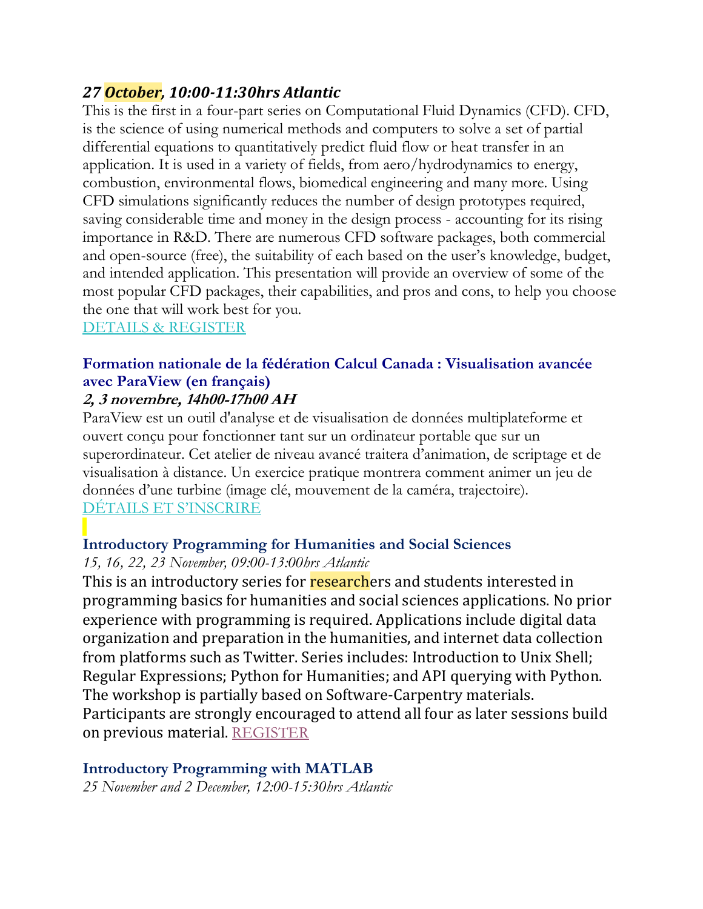***27 October, 10:00-11:30hrs Atlantic***

This is the first in a four-part series on Computational Fluid Dynamics (CFD). CFD, is the science of using numerical methods and computers to solve a set of partial differential equations to quantitatively predict fluid flow or heat transfer in an application. It is used in a variety of fields, from aero/hydrodynamics to energy, combustion, environmental flows, biomedical engineering and many more. Using CFD simulations significantly reduces the number of design prototypes required, saving considerable time and money in the design process - accounting for its rising importance in R&D. There are numerous CFD software packages, both commercial and open-source (free), the suitability of each based on the user's knowledge, budget, and intended application. This presentation will provide an overview of some of the most popular CFD packages, their capabilities, and pros and cons, to help you choose the one that will work best for you.
DETAILS & REGISTER

**Formation nationale de la fédération Calcul Canada : Visualisation avancée avec ParaView (en français)**

***2, 3 novembre, 14h00-17h00 AH***

ParaView est un outil d'analyse et de visualisation de données multiplateforme et ouvert conçu pour fonctionner tant sur un ordinateur portable que sur un superordinateur. Cet atelier de niveau avancé traitera d'animation, de scriptage et de visualisation à distance. Un exercice pratique montrera comment animer un jeu de données d'une turbine (image clé, mouvement de la caméra, trajectoire).
DÉTAILS ET S'INSCRIRE

**Introductory Programming for Humanities and Social Sciences**

*15, 16, 22, 23 November, 09:00-13:00hrs Atlantic*

This is an introductory series for researchers and students interested in programming basics for humanities and social sciences applications. No prior experience with programming is required. Applications include digital data organization and preparation in the humanities, and internet data collection from platforms such as Twitter. Series includes: Introduction to Unix Shell; Regular Expressions; Python for Humanities; and API querying with Python. The workshop is partially based on Software-Carpentry materials. Participants are strongly encouraged to attend all four as later sessions build on previous material. REGISTER

**Introductory Programming with MATLAB**

*25 November and 2 December, 12:00-15:30hrs Atlantic*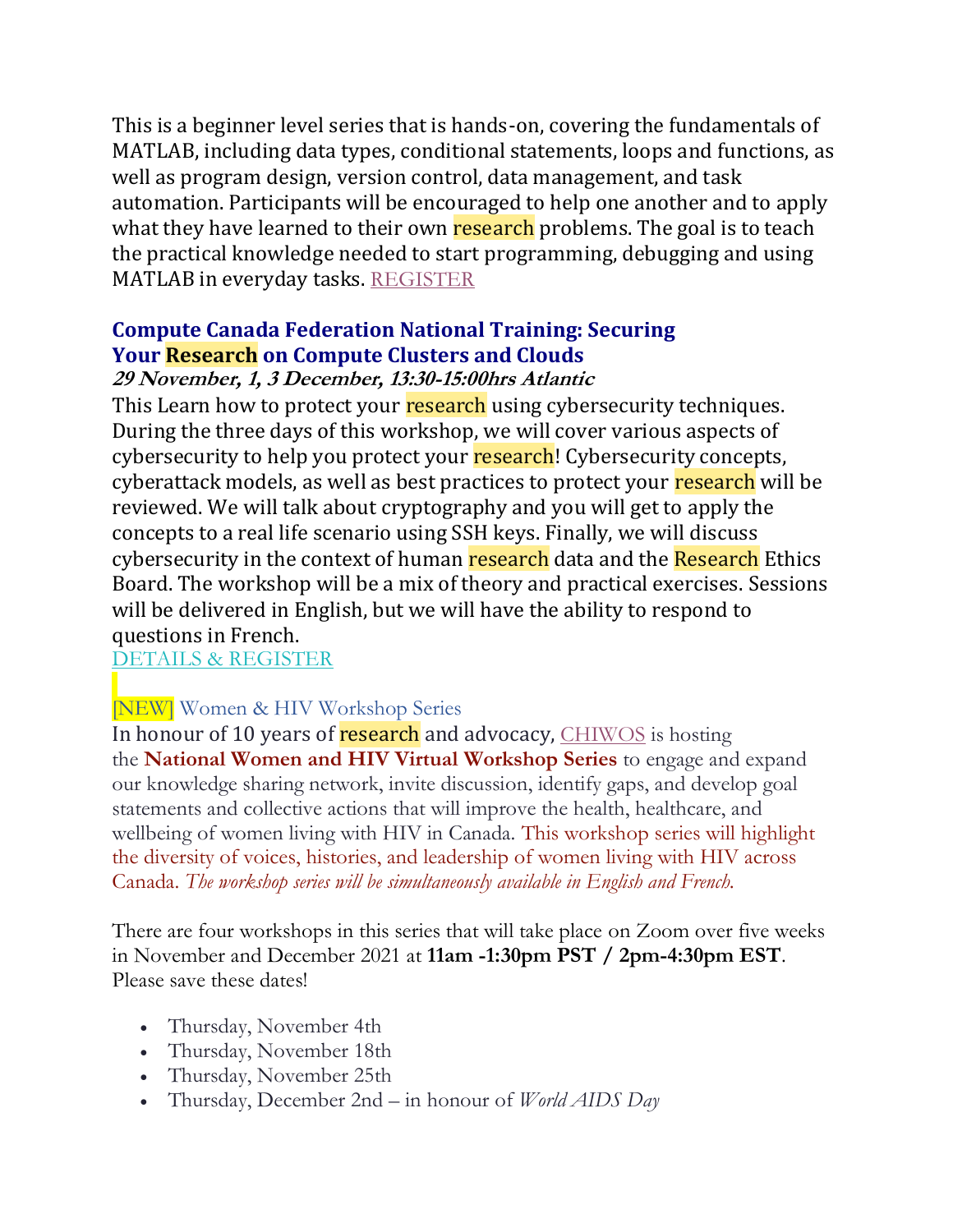This is a beginner level series that is hands-on, covering the fundamentals of MATLAB, including data types, conditional statements, loops and functions, as well as program design, version control, data management, and task automation. Participants will be encouraged to help one another and to apply what they have learned to their own research problems. The goal is to teach the practical knowledge needed to start programming, debugging and using MATLAB in everyday tasks. REGISTER

### Compute Canada Federation National Training: Securing Your Research on Compute Clusters and Clouds

***29 November, 1, 3 December, 13:30-15:00hrs Atlantic***

This Learn how to protect your research using cybersecurity techniques. During the three days of this workshop, we will cover various aspects of cybersecurity to help you protect your research! Cybersecurity concepts, cyberattack models, as well as best practices to protect your research will be reviewed. We will talk about cryptography and you will get to apply the concepts to a real life scenario using SSH keys. Finally, we will discuss cybersecurity in the context of human research data and the Research Ethics Board. The workshop will be a mix of theory and practical exercises. Sessions will be delivered in English, but we will have the ability to respond to questions in French.

DETAILS & REGISTER

### [NEW] Women & HIV Workshop Series

In honour of 10 years of research and advocacy, CHIWOS is hosting the **National Women and HIV Virtual Workshop Series** to engage and expand our knowledge sharing network, invite discussion, identify gaps, and develop goal statements and collective actions that will improve the health, healthcare, and wellbeing of women living with HIV in Canada. This workshop series will highlight the diversity of voices, histories, and leadership of women living with HIV across Canada. *The workshop series will be simultaneously available in English and French.*

There are four workshops in this series that will take place on Zoom over five weeks in November and December 2021 at **11am -1:30pm PST / 2pm-4:30pm EST**. Please save these dates!

- Thursday, November 4th
- Thursday, November 18th
- Thursday, November 25th
- Thursday, December 2nd – in honour of *World AIDS Day*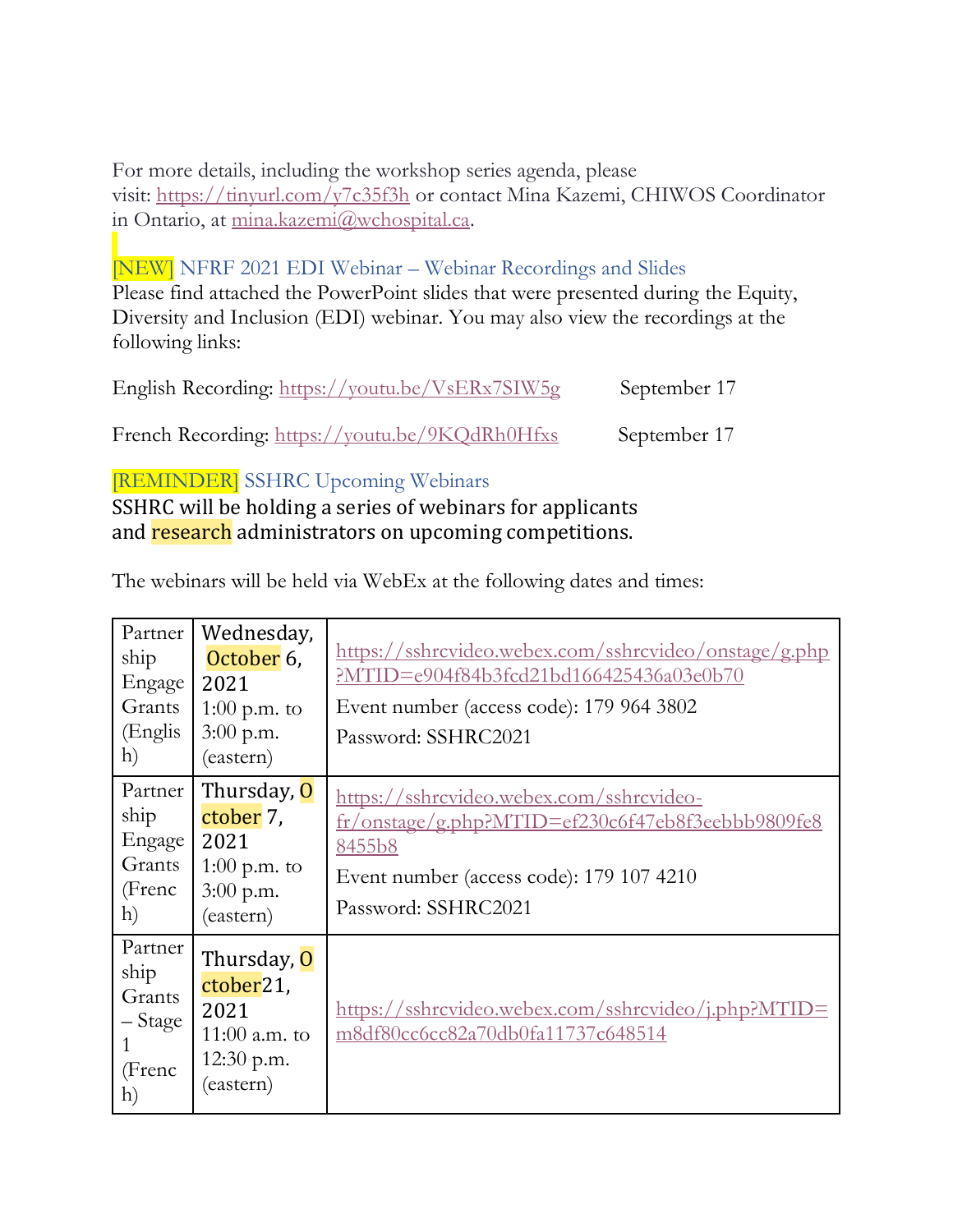For more details, including the workshop series agenda, please visit: https://tinyurl.com/y7c35f3h or contact Mina Kazemi, CHIWOS Coordinator in Ontario, at mina.kazemi@wchospital.ca.

### [NEW] NFRF 2021 EDI Webinar – Webinar Recordings and Slides

Please find attached the PowerPoint slides that were presented during the Equity, Diversity and Inclusion (EDI) webinar. You may also view the recordings at the following links:

English Recording: https://youtu.be/VsERx7SIW5g September 17

French Recording: https://youtu.be/9KQdRh0Hfxs September 17

### [REMINDER] SSHRC Upcoming Webinars

SSHRC will be holding a series of webinars for applicants and research administrators on upcoming competitions.

The webinars will be held via WebEx at the following dates and times:

| | | |
|---|---|---|
| Partnership Engage Grants (English) | Wednesday, October 6, 2021 1:00 p.m. to 3:00 p.m. (eastern) | https://sshrcvideo.webex.com/sshrcvideo/onstage/g.php?MTID=e904f84b3fcd21bd166425436a03e0b70 <br> Event number (access code): 179 964 3802 <br> Password: SSHRC2021 |
| Partnership Engage Grants (French) | Thursday, October 7, 2021 1:00 p.m. to 3:00 p.m. (eastern) | https://sshrcvideo.webex.com/sshrcvideo-fr/onstage/g.php?MTID=ef230c6f47eb8f3eebbb9809fe88455b8 <br> Event number (access code): 179 107 4210 <br> Password: SSHRC2021 |
| Partnership Grants – Stage 1 (French) | Thursday, October21, 2021 11:00 a.m. to 12:30 p.m. (eastern) | https://sshrcvideo.webex.com/sshrcvideo/j.php?MTID=m8df80cc6cc82a70db0fa11737c648514 |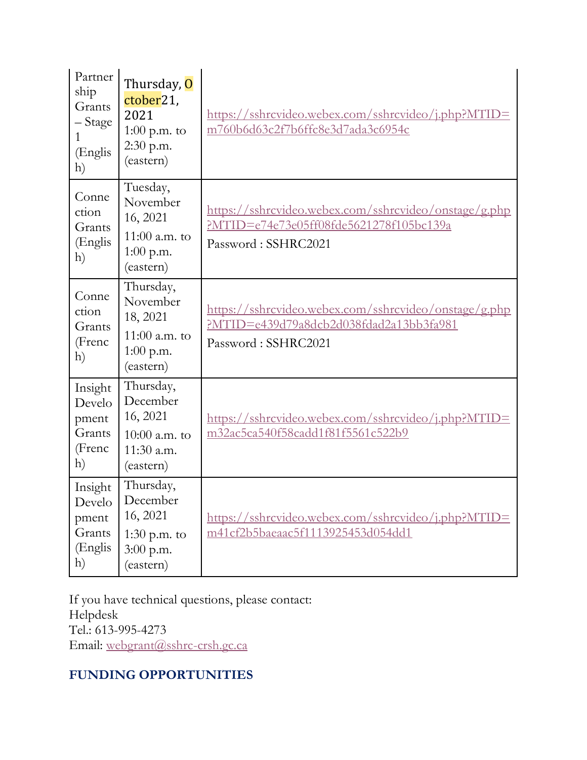| | | |
|---|---|---|
| Partnership Grants – Stage 1 (English) | Thursday, October21, 2021 1:00 p.m. to 2:30 p.m. (eastern) | https://sshrcvideo.webex.com/sshrcvideo/j.php?MTID=m760b6d63c2f7b6ffc8e3d7ada3c6954c |
| Connection Grants (English) | Tuesday, November 16, 2021 11:00 a.m. to 1:00 p.m. (eastern) | https://sshrcvideo.webex.com/sshrcvideo/onstage/g.php?MTID=e74e73e05ff08fde5621278f105bc139a Password : SSHRC2021 |
| Connection Grants (French) | Thursday, November 18, 2021 11:00 a.m. to 1:00 p.m. (eastern) | https://sshrcvideo.webex.com/sshrcvideo/onstage/g.php?MTID=e439d79a8dcb2d038fdad2a13bb3fa981 Password : SSHRC2021 |
| Insight Development Grants (French) | Thursday, December 16, 2021 10:00 a.m. to 11:30 a.m. (eastern) | https://sshrcvideo.webex.com/sshrcvideo/j.php?MTID=m32ac5ca540f58cadd1f81f5561c522b9 |
| Insight Development Grants (English) | Thursday, December 16, 2021 1:30 p.m. to 3:00 p.m. (eastern) | https://sshrcvideo.webex.com/sshrcvideo/j.php?MTID=m41cf2b5baeaac5f1113925453d054dd1 |

If you have technical questions, please contact:
Helpdesk
Tel.: 613-995-4273
Email: webgrant@sshrc-crsh.gc.ca

## FUNDING OPPORTUNITIES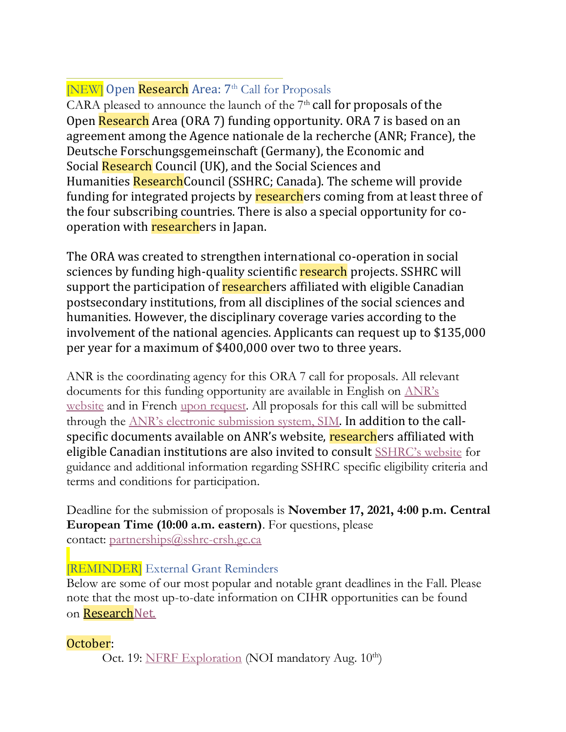## [NEW] Open Research Area: 7th Call for Proposals

CARA pleased to announce the launch of the 7th call for proposals of the Open Research Area (ORA 7) funding opportunity. ORA 7 is based on an agreement among the Agence nationale de la recherche (ANR; France), the Deutsche Forschungsgemeinschaft (Germany), the Economic and Social Research Council (UK), and the Social Sciences and Humanities ResearchCouncil (SSHRC; Canada). The scheme will provide funding for integrated projects by researchers coming from at least three of the four subscribing countries. There is also a special opportunity for co-operation with researchers in Japan.

The ORA was created to strengthen international co-operation in social sciences by funding high-quality scientific research projects. SSHRC will support the participation of researchers affiliated with eligible Canadian postsecondary institutions, from all disciplines of the social sciences and humanities. However, the disciplinary coverage varies according to the involvement of the national agencies. Applicants can request up to $135,000 per year for a maximum of $400,000 over two to three years.

ANR is the coordinating agency for this ORA 7 call for proposals. All relevant documents for this funding opportunity are available in English on ANR's website and in French upon request. All proposals for this call will be submitted through the ANR's electronic submission system, SIM. In addition to the call-specific documents available on ANR's website, researchers affiliated with eligible Canadian institutions are also invited to consult SSHRC's website for guidance and additional information regarding SSHRC specific eligibility criteria and terms and conditions for participation.

Deadline for the submission of proposals is **November 17, 2021, 4:00 p.m. Central European Time (10:00 a.m. eastern)**. For questions, please contact: partnerships@sshrc-crsh.gc.ca

## [REMINDER] External Grant Reminders

Below are some of our most popular and notable grant deadlines in the Fall. Please note that the most up-to-date information on CIHR opportunities can be found on ResearchNet.

October:

- Oct. 19: NFRF Exploration (NOI mandatory Aug. 10th)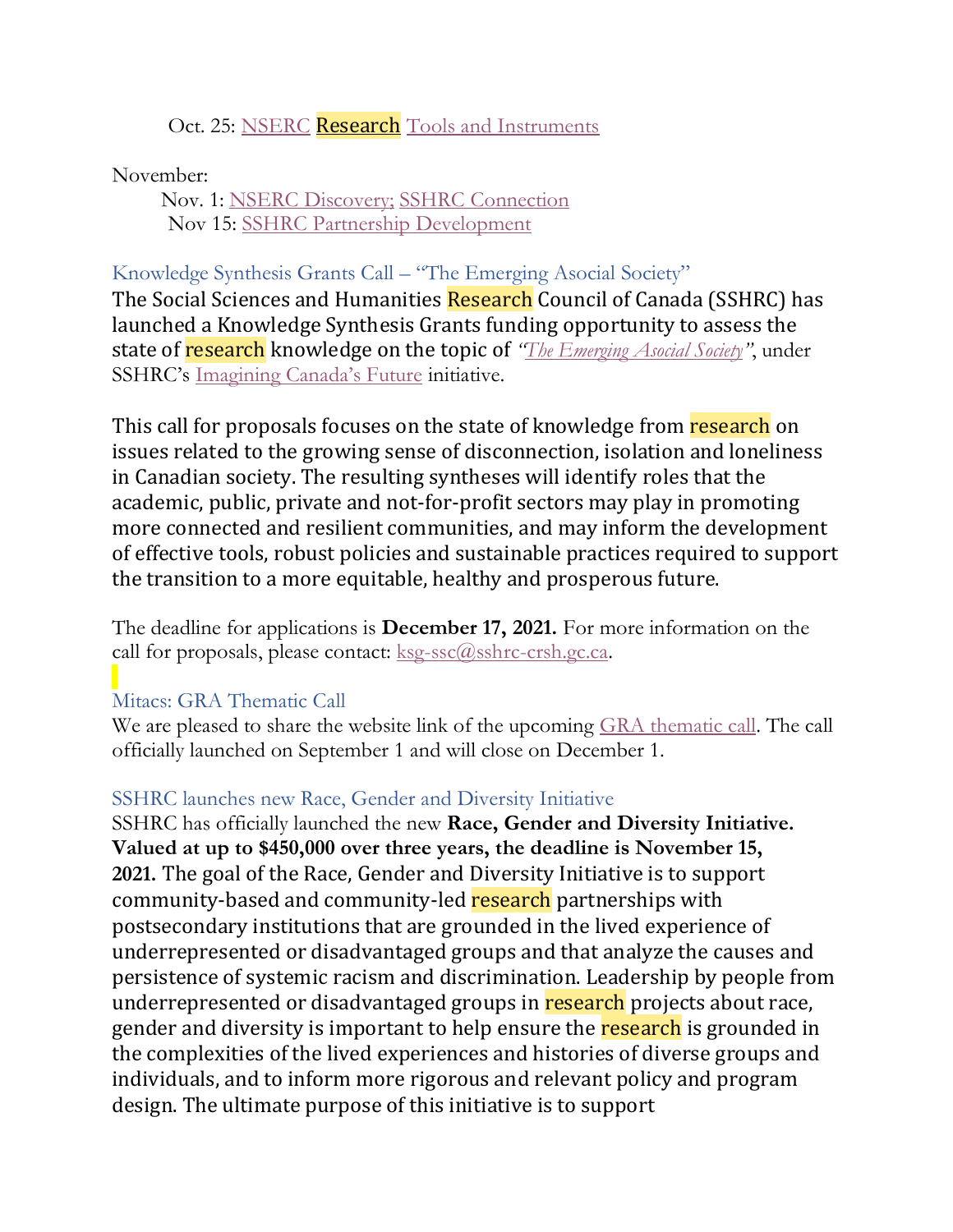Oct. 25: NSERC Research Tools and Instruments

November:

Nov. 1: NSERC Discovery; SSHRC Connection

Nov 15: SSHRC Partnership Development

### Knowledge Synthesis Grants Call – "The Emerging Asocial Society"

The Social Sciences and Humanities Research Council of Canada (SSHRC) has launched a Knowledge Synthesis Grants funding opportunity to assess the state of research knowledge on the topic of *"The Emerging Asocial Society"*, under SSHRC's Imagining Canada's Future initiative.

This call for proposals focuses on the state of knowledge from research on issues related to the growing sense of disconnection, isolation and loneliness in Canadian society. The resulting syntheses will identify roles that the academic, public, private and not-for-profit sectors may play in promoting more connected and resilient communities, and may inform the development of effective tools, robust policies and sustainable practices required to support the transition to a more equitable, healthy and prosperous future.

The deadline for applications is **December 17, 2021.** For more information on the call for proposals, please contact: ksg-ssc@sshrc-crsh.gc.ca.

### Mitacs: GRA Thematic Call

We are pleased to share the website link of the upcoming GRA thematic call. The call officially launched on September 1 and will close on December 1.

### SSHRC launches new Race, Gender and Diversity Initiative

SSHRC has officially launched the new **Race, Gender and Diversity Initiative. Valued at up to $450,000 over three years, the deadline is November 15, 2021.** The goal of the Race, Gender and Diversity Initiative is to support community-based and community-led research partnerships with postsecondary institutions that are grounded in the lived experience of underrepresented or disadvantaged groups and that analyze the causes and persistence of systemic racism and discrimination. Leadership by people from underrepresented or disadvantaged groups in research projects about race, gender and diversity is important to help ensure the research is grounded in the complexities of the lived experiences and histories of diverse groups and individuals, and to inform more rigorous and relevant policy and program design. The ultimate purpose of this initiative is to support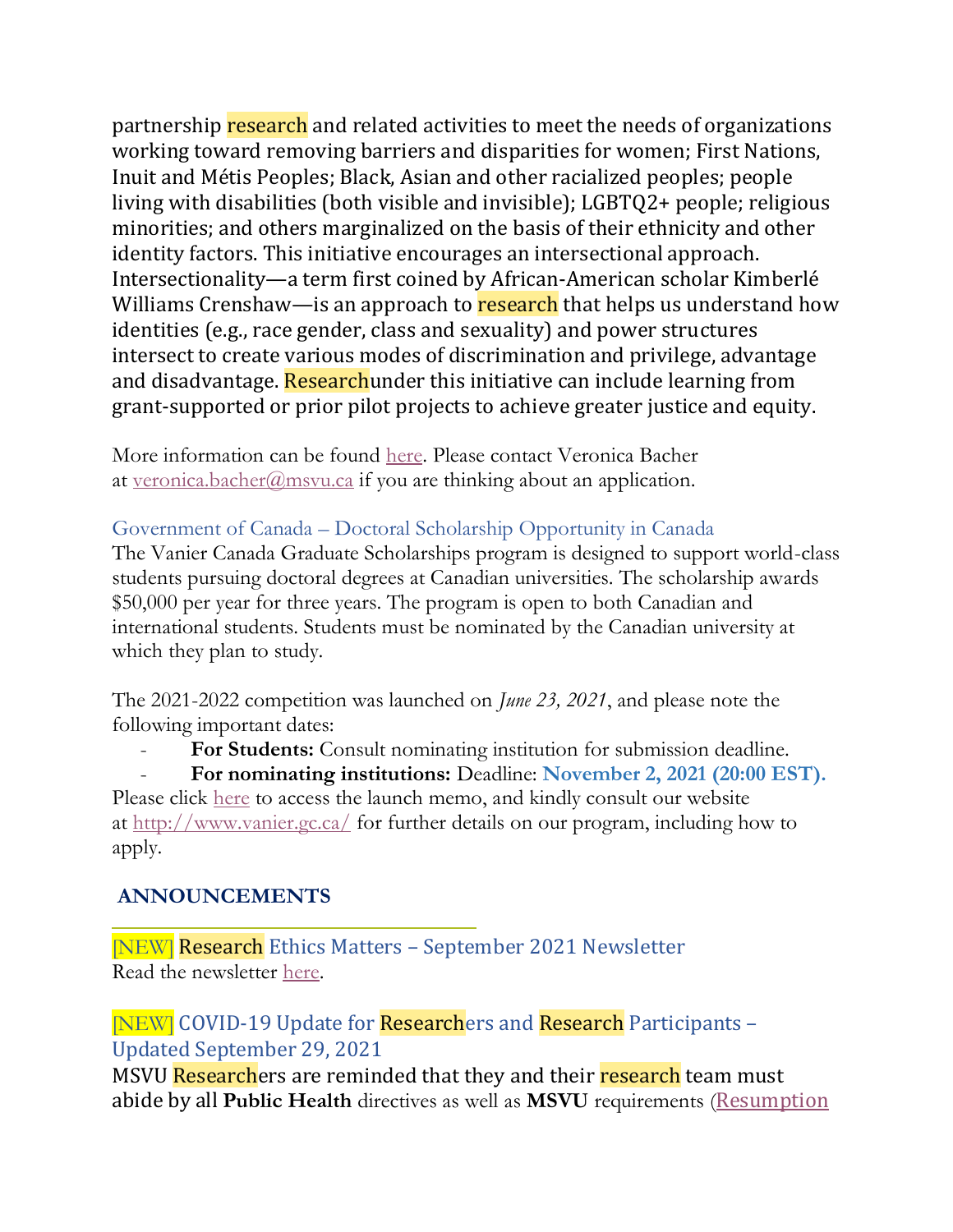partnership research and related activities to meet the needs of organizations working toward removing barriers and disparities for women; First Nations, Inuit and Métis Peoples; Black, Asian and other racialized peoples; people living with disabilities (both visible and invisible); LGBTQ2+ people; religious minorities; and others marginalized on the basis of their ethnicity and other identity factors. This initiative encourages an intersectional approach. Intersectionality—a term first coined by African-American scholar Kimberlé Williams Crenshaw—is an approach to research that helps us understand how identities (e.g., race gender, class and sexuality) and power structures intersect to create various modes of discrimination and privilege, advantage and disadvantage. Researchunder this initiative can include learning from grant-supported or prior pilot projects to achieve greater justice and equity.

More information can be found here. Please contact Veronica Bacher at veronica.bacher@msvu.ca if you are thinking about an application.

### Government of Canada – Doctoral Scholarship Opportunity in Canada

The Vanier Canada Graduate Scholarships program is designed to support world-class students pursuing doctoral degrees at Canadian universities. The scholarship awards $50,000 per year for three years. The program is open to both Canadian and international students. Students must be nominated by the Canadian university at which they plan to study.

The 2021-2022 competition was launched on *June 23, 2021*, and please note the following important dates:

- **For Students:** Consult nominating institution for submission deadline.
- **For nominating institutions:** Deadline: **November 2, 2021 (20:00 EST).**

Please click here to access the launch memo, and kindly consult our website at http://www.vanier.gc.ca/ for further details on our program, including how to apply.

## ANNOUNCEMENTS

### [NEW] Research Ethics Matters – September 2021 Newsletter

Read the newsletter here.

### [NEW] COVID-19 Update for Researchers and Research Participants – Updated September 29, 2021

MSVU Researchers are reminded that they and their research team must abide by all **Public Health** directives as well as **MSVU** requirements (Resumption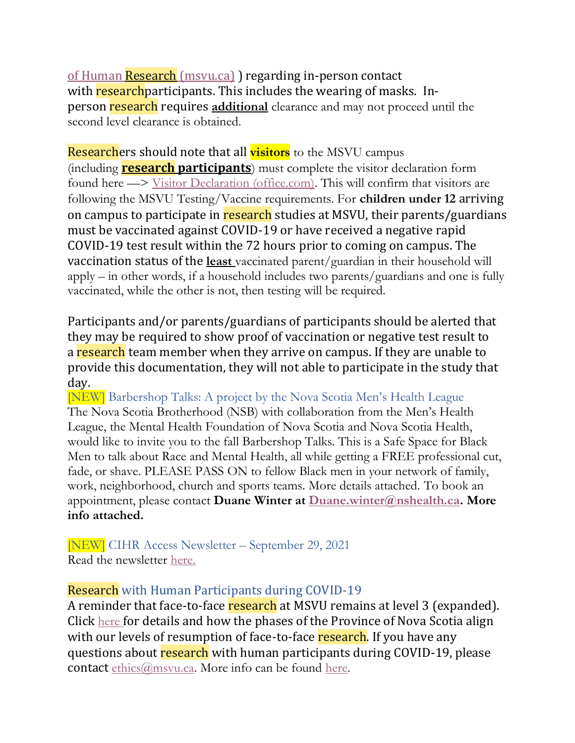of Human Research (msvu.ca) ) regarding in-person contact with researchparticipants. This includes the wearing of masks. In-person research requires **additional** clearance and may not proceed until the second level clearance is obtained.

Researchers should note that all **visitors** to the MSVU campus (including **research participants**) must complete the visitor declaration form found here —> Visitor Declaration (office.com). This will confirm that visitors are following the MSVU Testing/Vaccine requirements. For **children under 12** arriving on campus to participate in research studies at MSVU, their parents/guardians must be vaccinated against COVID-19 or have received a negative rapid COVID-19 test result within the 72 hours prior to coming on campus. The vaccination status of the **least** vaccinated parent/guardian in their household will apply – in other words, if a household includes two parents/guardians and one is fully vaccinated, while the other is not, then testing will be required.

Participants and/or parents/guardians of participants should be alerted that they may be required to show proof of vaccination or negative test result to a research team member when they arrive on campus. If they are unable to provide this documentation, they will not able to participate in the study that day.

[NEW] Barbershop Talks: A project by the Nova Scotia Men's Health League

The Nova Scotia Brotherhood (NSB) with collaboration from the Men's Health League, the Mental Health Foundation of Nova Scotia and Nova Scotia Health, would like to invite you to the fall Barbershop Talks. This is a Safe Space for Black Men to talk about Race and Mental Health, all while getting a FREE professional cut, fade, or shave. PLEASE PASS ON to fellow Black men in your network of family, work, neighborhood, church and sports teams. More details attached. To book an appointment, please contact **Duane Winter at Duane.winter@nshealth.ca. More info attached.**

[NEW] CIHR Access Newsletter – September 29, 2021

Read the newsletter here.

## Research with Human Participants during COVID-19

A reminder that face-to-face research at MSVU remains at level 3 (expanded). Click here for details and how the phases of the Province of Nova Scotia align with our levels of resumption of face-to-face research. If you have any questions about research with human participants during COVID-19, please contact ethics@msvu.ca. More info can be found here.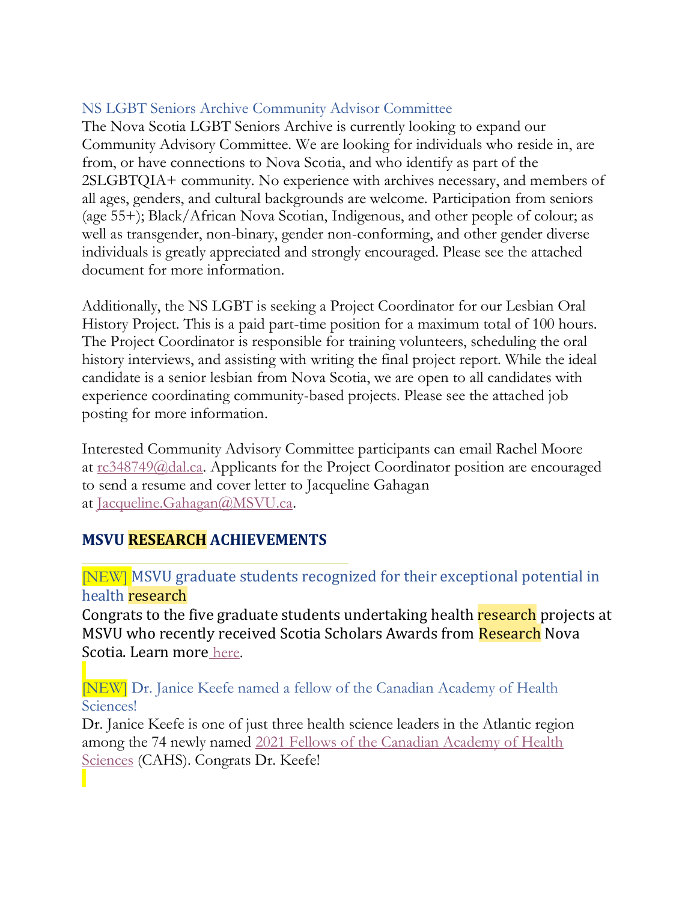### NS LGBT Seniors Archive Community Advisor Committee

The Nova Scotia LGBT Seniors Archive is currently looking to expand our Community Advisory Committee. We are looking for individuals who reside in, are from, or have connections to Nova Scotia, and who identify as part of the 2SLGBTQIA+ community. No experience with archives necessary, and members of all ages, genders, and cultural backgrounds are welcome. Participation from seniors (age 55+); Black/African Nova Scotian, Indigenous, and other people of colour; as well as transgender, non-binary, gender non-conforming, and other gender diverse individuals is greatly appreciated and strongly encouraged. Please see the attached document for more information.

Additionally, the NS LGBT is seeking a Project Coordinator for our Lesbian Oral History Project. This is a paid part-time position for a maximum total of 100 hours. The Project Coordinator is responsible for training volunteers, scheduling the oral history interviews, and assisting with writing the final project report. While the ideal candidate is a senior lesbian from Nova Scotia, we are open to all candidates with experience coordinating community-based projects. Please see the attached job posting for more information.

Interested Community Advisory Committee participants can email Rachel Moore at rc348749@dal.ca. Applicants for the Project Coordinator position are encouraged to send a resume and cover letter to Jacqueline Gahagan at Jacqueline.Gahagan@MSVU.ca.

## MSVU RESEARCH ACHIEVEMENTS

---

### [NEW] MSVU graduate students recognized for their exceptional potential in health research

Congrats to the five graduate students undertaking health research projects at MSVU who recently received Scotia Scholars Awards from Research Nova Scotia. Learn more here.

### [NEW] Dr. Janice Keefe named a fellow of the Canadian Academy of Health Sciences!

Dr. Janice Keefe is one of just three health science leaders in the Atlantic region among the 74 newly named 2021 Fellows of the Canadian Academy of Health Sciences (CAHS). Congrats Dr. Keefe!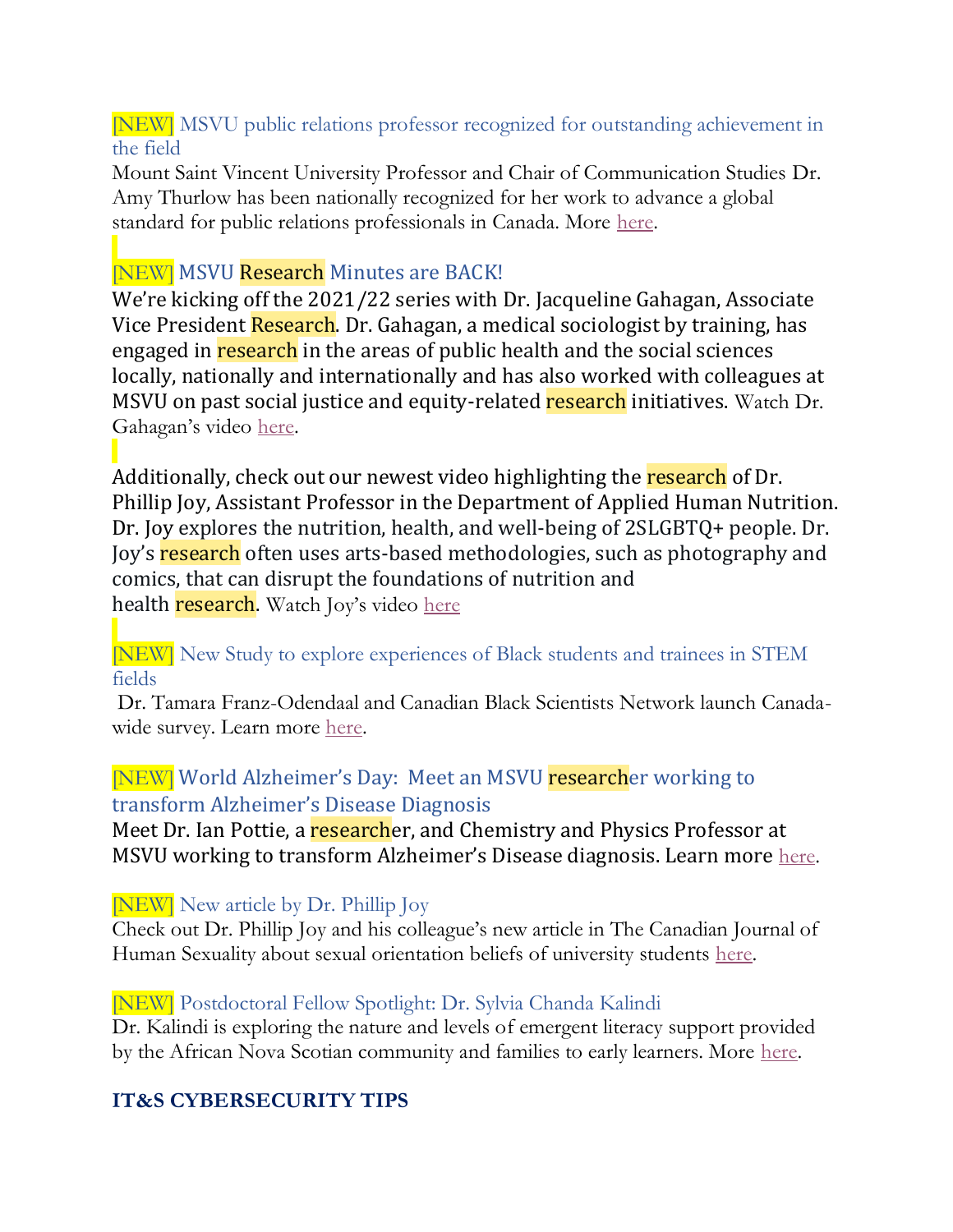[NEW] MSVU public relations professor recognized for outstanding achievement in the field

Mount Saint Vincent University Professor and Chair of Communication Studies Dr. Amy Thurlow has been nationally recognized for her work to advance a global standard for public relations professionals in Canada. More here.

[NEW] MSVU Research Minutes are BACK!

We're kicking off the 2021/22 series with Dr. Jacqueline Gahagan, Associate Vice President Research. Dr. Gahagan, a medical sociologist by training, has engaged in research in the areas of public health and the social sciences locally, nationally and internationally and has also worked with colleagues at MSVU on past social justice and equity-related research initiatives. Watch Dr. Gahagan's video here.

Additionally, check out our newest video highlighting the research of Dr. Phillip Joy, Assistant Professor in the Department of Applied Human Nutrition. Dr. Joy explores the nutrition, health, and well-being of 2SLGBTQ+ people. Dr. Joy's research often uses arts-based methodologies, such as photography and comics, that can disrupt the foundations of nutrition and health research. Watch Joy's video here

[NEW] New Study to explore experiences of Black students and trainees in STEM fields

Dr. Tamara Franz-Odendaal and Canadian Black Scientists Network launch Canada-wide survey. Learn more here.

[NEW] World Alzheimer's Day: Meet an MSVU researcher working to transform Alzheimer's Disease Diagnosis

Meet Dr. Ian Pottie, a researcher, and Chemistry and Physics Professor at MSVU working to transform Alzheimer's Disease diagnosis. Learn more here.

[NEW] New article by Dr. Phillip Joy

Check out Dr. Phillip Joy and his colleague's new article in The Canadian Journal of Human Sexuality about sexual orientation beliefs of university students here.

[NEW] Postdoctoral Fellow Spotlight: Dr. Sylvia Chanda Kalindi

Dr. Kalindi is exploring the nature and levels of emergent literacy support provided by the African Nova Scotian community and families to early learners. More here.

## IT&S CYBERSECURITY TIPS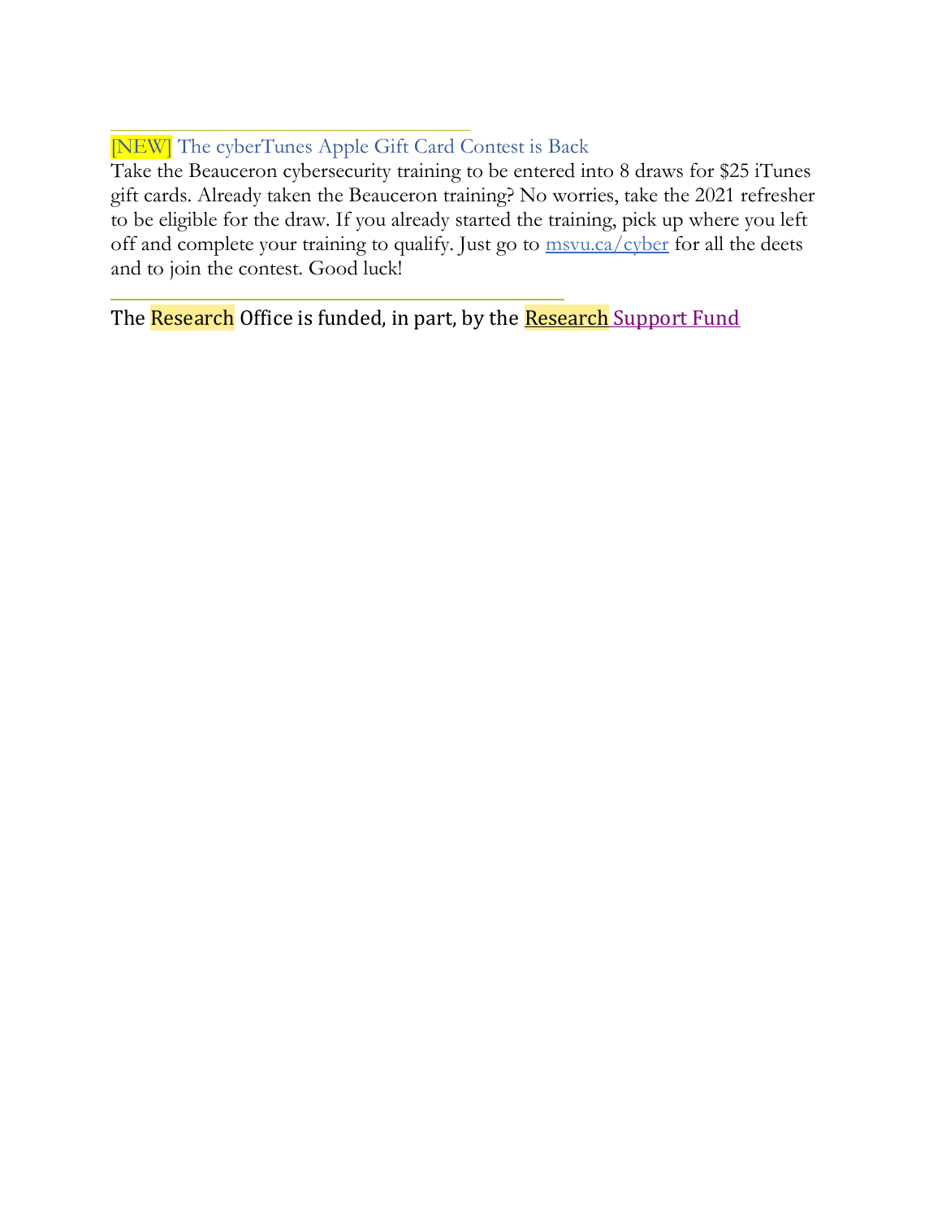---

### [NEW] The cyberTunes Apple Gift Card Contest is Back

Take the Beauceron cybersecurity training to be entered into 8 draws for $25 iTunes gift cards. Already taken the Beauceron training? No worries, take the 2021 refresher to be eligible for the draw. If you already started the training, pick up where you left off and complete your training to qualify. Just go to [msvu.ca/cyber](msvu.ca/cyber) for all the deets and to join the contest. Good luck!

---

The Research Office is funded, in part, by the Research Support Fund